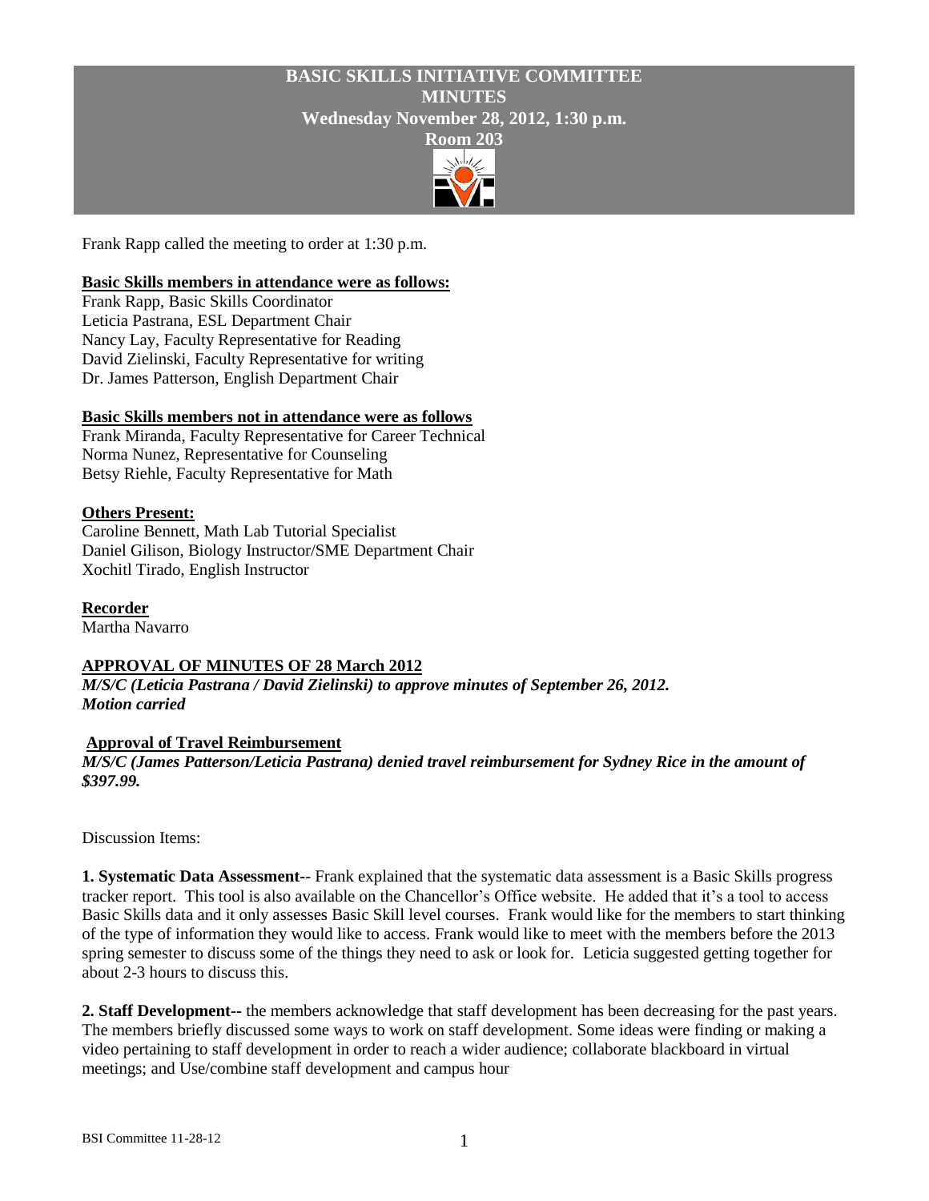# BASIC SKILLS INITIATIVE COMMITTEE
## MINUTES
**Wednesday November 28, 2012, 1:30 p.m.**
**Room 203**

Frank Rapp called the meeting to order at 1:30 p.m.

**Basic Skills members in attendance were as follows:**

Frank Rapp, Basic Skills Coordinator
Leticia Pastrana, ESL Department Chair
Nancy Lay, Faculty Representative for Reading
David Zielinski, Faculty Representative for writing
Dr. James Patterson, English Department Chair

**Basic Skills members not in attendance were as follows**

Frank Miranda, Faculty Representative for Career Technical
Norma Nunez, Representative for Counseling
Betsy Riehle, Faculty Representative for Math

**Others Present:**

Caroline Bennett, Math Lab Tutorial Specialist
Daniel Gilison, Biology Instructor/SME Department Chair
Xochitl Tirado, English Instructor

**Recorder**

Martha Navarro

**APPROVAL OF MINUTES OF 28 March 2012**

***M/S/C (Leticia Pastrana / David Zielinski) to approve minutes of September 26, 2012. Motion carried***

**Approval of Travel Reimbursement**

***M/S/C (James Patterson/Leticia Pastrana) denied travel reimbursement for Sydney Rice in the amount of $397.99.***

Discussion Items:

**1. Systematic Data Assessment**-- Frank explained that the systematic data assessment is a Basic Skills progress tracker report. This tool is also available on the Chancellor's Office website. He added that it's a tool to access Basic Skills data and it only assesses Basic Skill level courses. Frank would like for the members to start thinking of the type of information they would like to access. Frank would like to meet with the members before the 2013 spring semester to discuss some of the things they need to ask or look for. Leticia suggested getting together for about 2-3 hours to discuss this.

**2. Staff Development--** the members acknowledge that staff development has been decreasing for the past years. The members briefly discussed some ways to work on staff development. Some ideas were finding or making a video pertaining to staff development in order to reach a wider audience; collaborate blackboard in virtual meetings; and Use/combine staff development and campus hour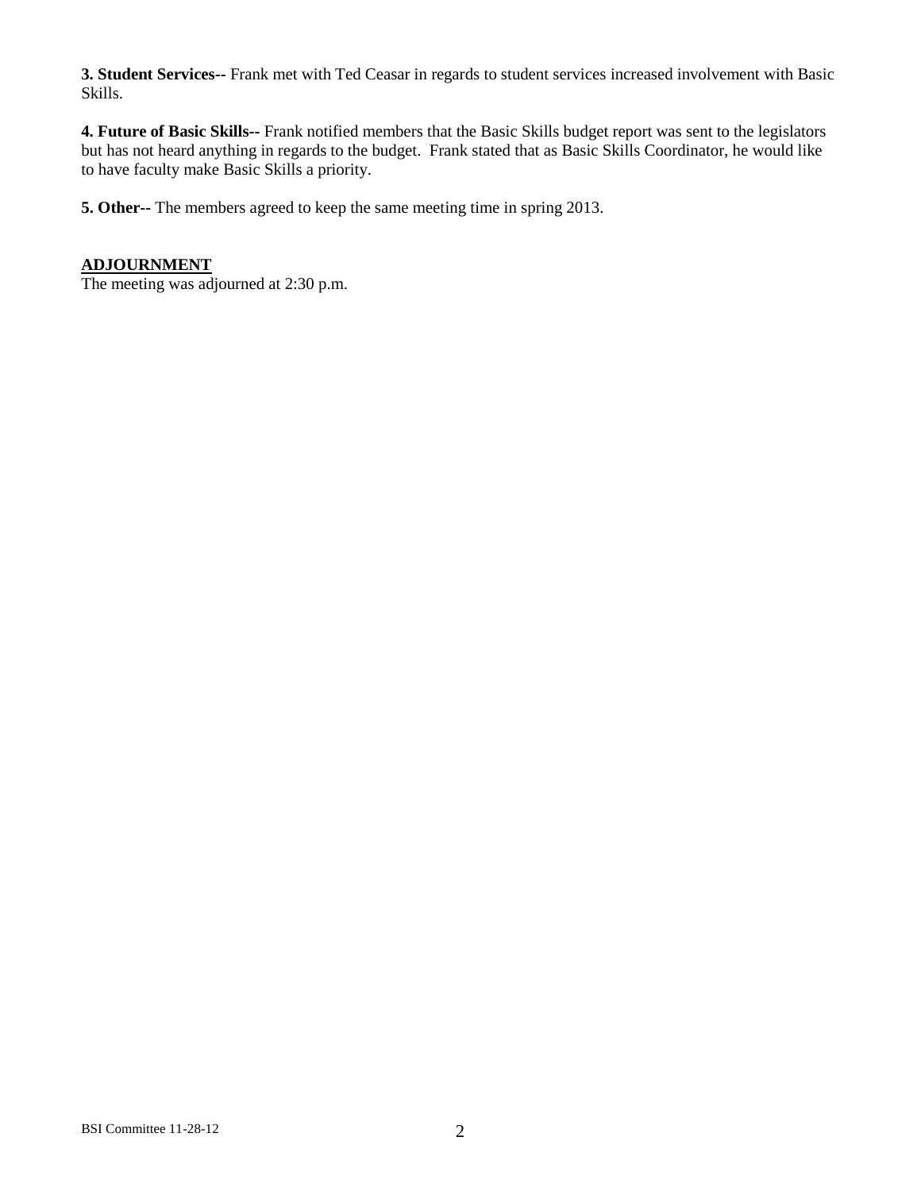**3. Student Services--** Frank met with Ted Ceasar in regards to student services increased involvement with Basic Skills.

**4. Future of Basic Skills--** Frank notified members that the Basic Skills budget report was sent to the legislators but has not heard anything in regards to the budget. Frank stated that as Basic Skills Coordinator, he would like to have faculty make Basic Skills a priority.

**5. Other--** The members agreed to keep the same meeting time in spring 2013.

## ADJOURNMENT

The meeting was adjourned at 2:30 p.m.